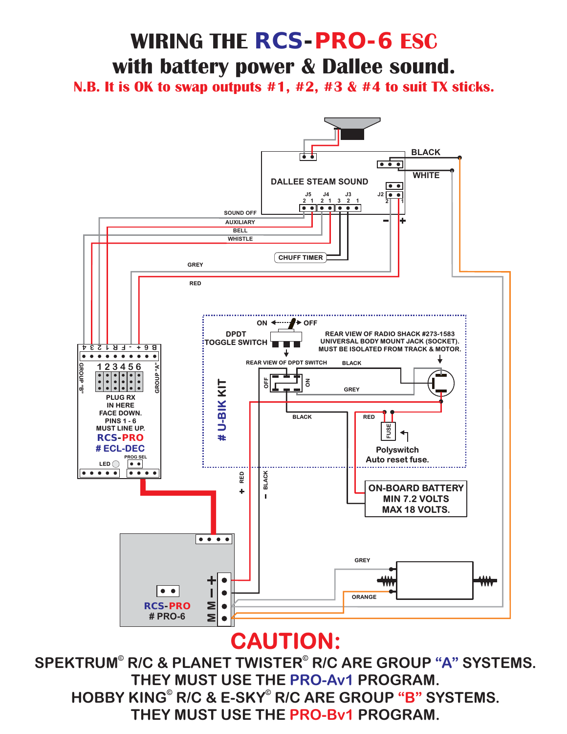# WIRING THE RCS-PRO-6 ESC
# with battery power & Dallee sound.

**N.B. It is OK to swap outputs #1, #2, #3 & #4 to suit TX sticks.**

DALLEE STEAM SOUND

BLACK

WHITE

J5 J4 J3 J2

SOUND OFF

AUXILIARY

BELL

WHISTLE

CHUFF TIMER

GREY

RED

ON OFF

DPDT TOGGLE SWITCH

REAR VIEW OF RADIO SHACK #273-1583 UNIVERSAL BODY MOUNT JACK (SOCKET). MUST BE ISOLATED FROM TRACK & MOTOR.

REAR VIEW OF DPDT SWITCH

BLACK

GREY

BLACK

RED

FUSE

Polyswitch Auto reset fuse.

# U-BIK KIT

GROUP "B"

GROUP "A"

1 2 3 4 5 6

PLUG RX IN HERE FACE DOWN. PINS 1 - 6 MUST LINE UP.

RCS-PRO # ECL-DEC

LED

PROG SEL

+ RED

- BLACK

ON-BOARD BATTERY MIN 7.2 VOLTS MAX 18 VOLTS.

GREY

ORANGE

RCS-PRO # PRO-6

# CAUTION:

SPEKTRUM© R/C & PLANET TWISTER© R/C ARE GROUP "A" SYSTEMS. THEY MUST USE THE PRO-Av1 PROGRAM.

HOBBY KING© R/C & E-SKY© R/C ARE GROUP "B" SYSTEMS. THEY MUST USE THE PRO-Bv1 PROGRAM.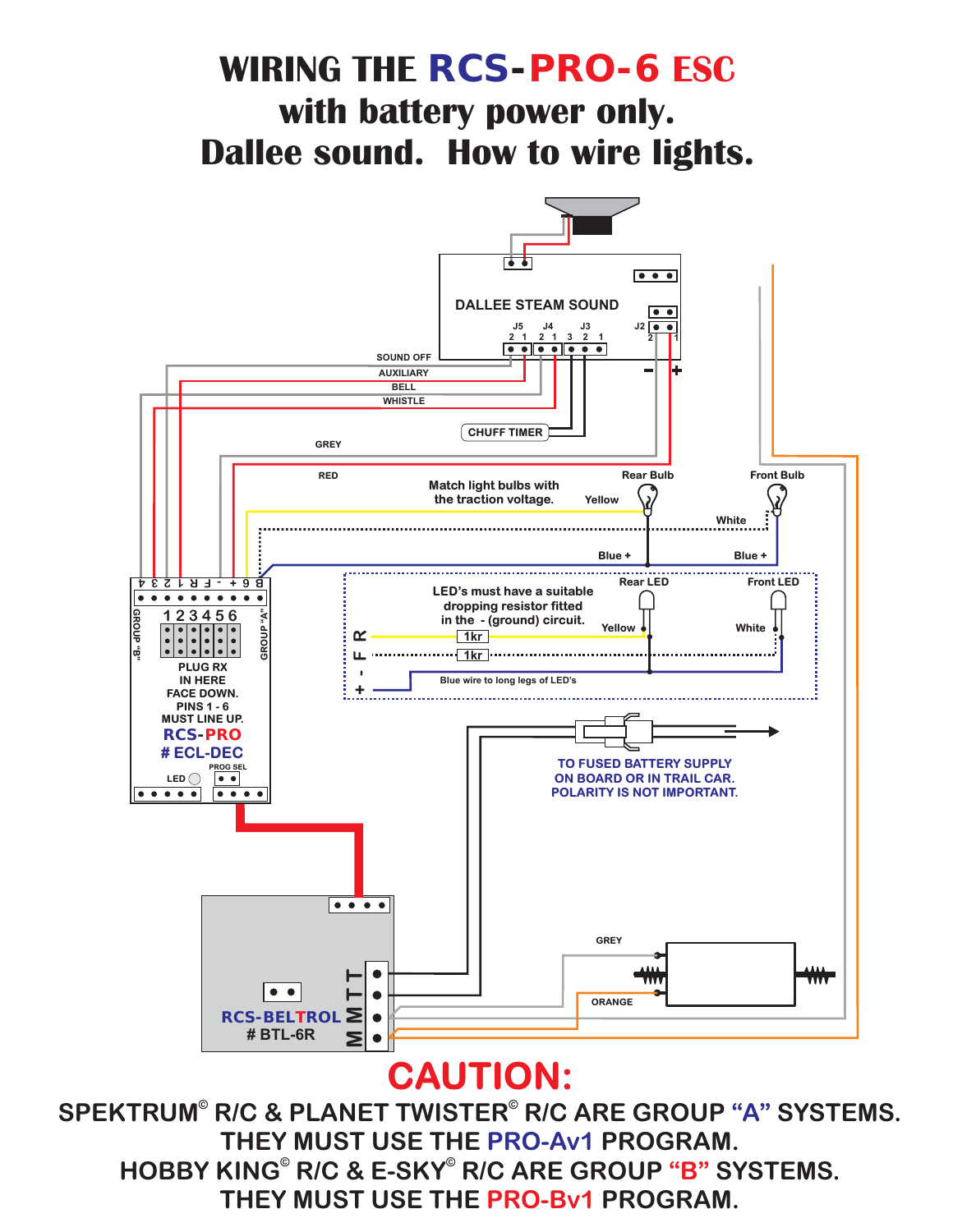# WIRING THE RCS-PRO-6 ESC
## with battery power only.
## Dallee sound. How to wire lights.

DALLEE STEAM SOUND

J5 J4 J3 J2

SOUND OFF

AUXILIARY

BELL

WHISTLE

CHUFF TIMER

GREY

RED

Match light bulbs with the traction voltage.

Rear Bulb

Front Bulb

Yellow

White

Blue +

Blue +

Rear LED

Front LED

LED's must have a suitable dropping resistor fitted in the - (ground) circuit.

Yellow

White

1kr

1kr

Blue wire to long legs of LED's

R F - +

4 3 2 1 R F - + 6 B

GROUP "B"

GROUP "A"

1 2 3 4 5 6

PLUG RX IN HERE FACE DOWN. PINS 1 - 6 MUST LINE UP.

RCS-PRO

# ECL-DEC

LED

PROG SEL

TO FUSED BATTERY SUPPLY ON BOARD OR IN TRAIL CAR. POLARITY IS NOT IMPORTANT.

GREY

ORANGE

RCS-BELTROL

# BTL-6R

T T M M

# CAUTION:

SPEKTRUM© R/C & PLANET TWISTER© R/C ARE GROUP "A" SYSTEMS.
THEY MUST USE THE PRO-Av1 PROGRAM.
HOBBY KING© R/C & E-SKY© R/C ARE GROUP "B" SYSTEMS.
THEY MUST USE THE PRO-Bv1 PROGRAM.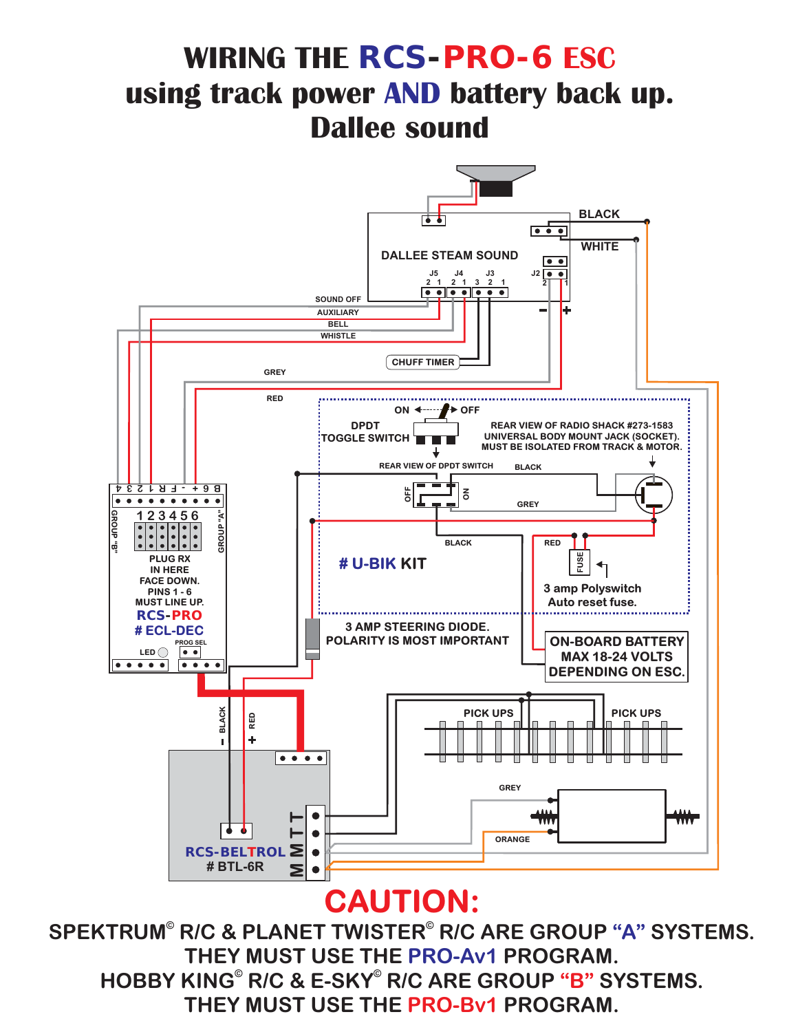# WIRING THE RCS-PRO-6 ESC using track power AND battery back up. Dallee sound

DALLEE STEAM SOUND

BLACK

WHITE

J5 J4 J3 J2

SOUND OFF

AUXILIARY

BELL

WHISTLE

CHUFF TIMER

GREY

RED

ON OFF

DPDT TOGGLE SWITCH

REAR VIEW OF RADIO SHACK #273-1583 UNIVERSAL BODY MOUNT JACK (SOCKET). MUST BE ISOLATED FROM TRACK & MOTOR.

REAR VIEW OF DPDT SWITCH

BLACK

GREY

BLACK

RED

FUSE

# U-BIK KIT

3 amp Polyswitch Auto reset fuse.

GROUP "B"

GROUP "A"

1 2 3 4 5 6

PLUG RX IN HERE FACE DOWN. PINS 1 - 6 MUST LINE UP.

RCS-PRO # ECL-DEC

LED

PROG SEL

3 AMP STEERING DIODE. POLARITY IS MOST IMPORTANT

ON-BOARD BATTERY MAX 18-24 VOLTS DEPENDING ON ESC.

PICK UPS

PICK UPS

– BLACK

RED +

GREY

ORANGE

RCS-BELTROL # BTL-6R

T T M M

# CAUTION:

SPEKTRUM© R/C & PLANET TWISTER© R/C ARE GROUP "A" SYSTEMS. THEY MUST USE THE PRO-Av1 PROGRAM.

HOBBY KING© R/C & E-SKY© R/C ARE GROUP "B" SYSTEMS. THEY MUST USE THE PRO-Bv1 PROGRAM.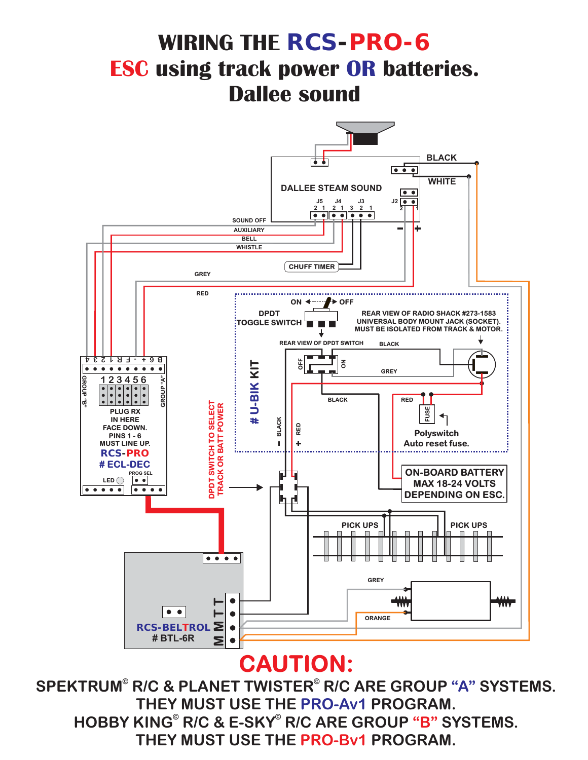# WIRING THE RCS-PRO-6 ESC using track power OR batteries. Dallee sound

BLACK

WHITE

DALLEE STEAM SOUND

J5 J4 J3 J2

2 1 2 1 3 2 1 2 1

SOUND OFF

AUXILIARY

BELL

WHISTLE

CHUFF TIMER

GREY

RED

ON OFF

DPDT TOGGLE SWITCH

REAR VIEW OF RADIO SHACK #273-1583 UNIVERSAL BODY MOUNT JACK (SOCKET). MUST BE ISOLATED FROM TRACK & MOTOR.

REAR VIEW OF DPDT SWITCH

BLACK

GREY

BLACK

RED

FUSE

Polyswitch Auto reset fuse.

# U-BIK KIT

- BLACK

+ RED

4 3 2 1 R F - + 6 B

GROUP "B"

1 2 3 4 5 6

GROUP "A"

PLUG RX IN HERE FACE DOWN. PINS 1 - 6 MUST LINE UP.

RCS-PRO # ECL-DEC

PROG SEL

LED

DPDT SWITCH TO SELECT TRACK OR BATT POWER

ON-BOARD BATTERY MAX 18-24 VOLTS DEPENDING ON ESC.

PICK UPS

PICK UPS

GREY

ORANGE

RCS-BELTROL # BTL-6R

T T M M

# CAUTION:

SPEKTRUM© R/C & PLANET TWISTER© R/C ARE GROUP "A" SYSTEMS. THEY MUST USE THE PRO-Av1 PROGRAM.

HOBBY KING© R/C & E-SKY© R/C ARE GROUP "B" SYSTEMS. THEY MUST USE THE PRO-Bv1 PROGRAM.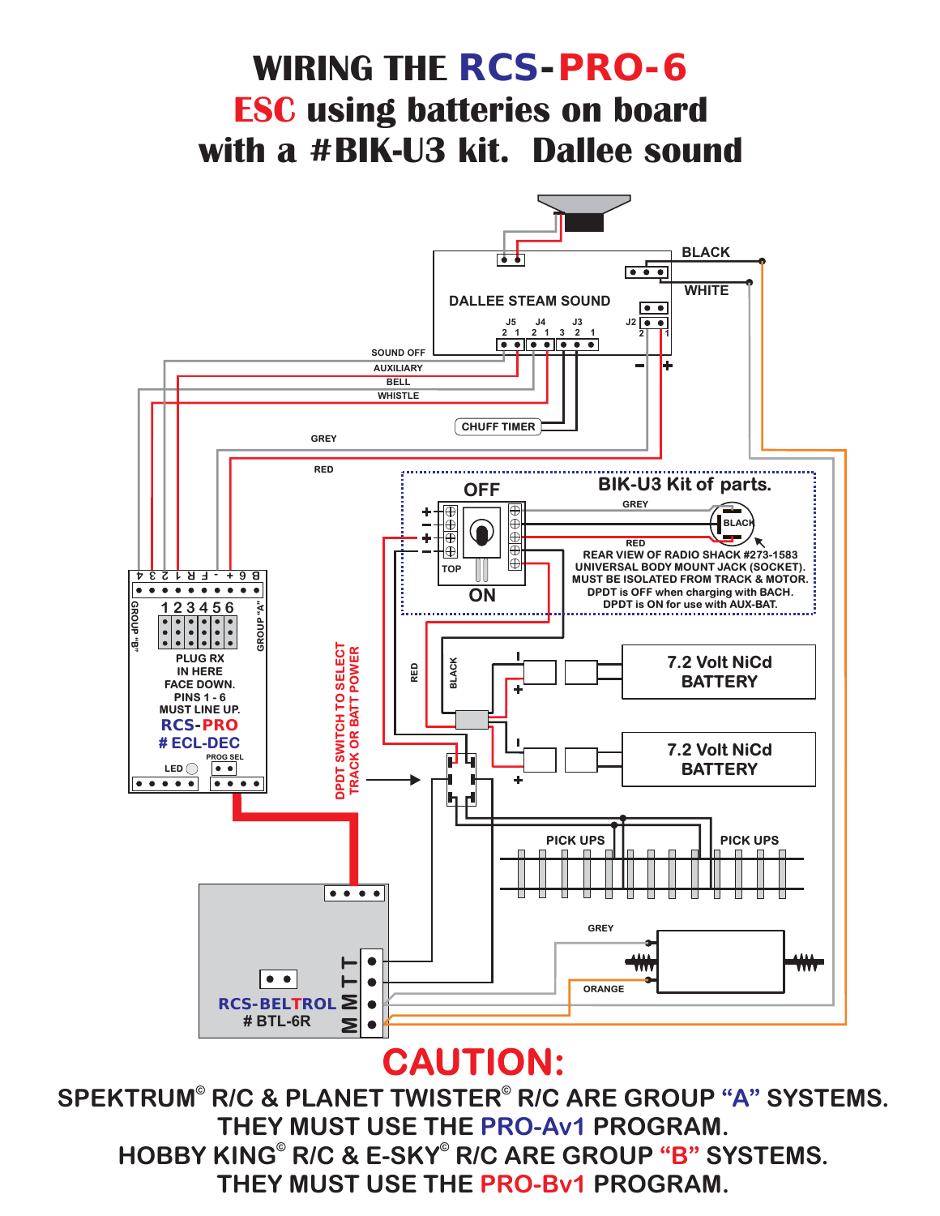# WIRING THE RCS-PRO-6 ESC using batteries on board with a #BIK-U3 kit. Dallee sound

DALLEE STEAM SOUND

BLACK

WHITE

J5 J4 J3 J2

2 1 2 1 3 2 1 2 1

SOUND OFF

AUXILIARY

BELL

WHISTLE

CHUFF TIMER

GREY

RED

OFF

BIK-U3 Kit of parts.

GREY

BLACK

RED

TOP

ON

REAR VIEW OF RADIO SHACK #273-1583 UNIVERSAL BODY MOUNT JACK (SOCKET). MUST BE ISOLATED FROM TRACK & MOTOR. DPDT is OFF when charging with BACH. DPDT is ON for use with AUX-BAT.

4 3 2 1 R F - + 6 B

GROUP "B"

1 2 3 4 5 6

GROUP "A"

PLUG RX IN HERE FACE DOWN. PINS 1 - 6 MUST LINE UP.

RCS-PRO

# ECL-DEC

PROG SEL

LED

DPDT SWITCH TO SELECT TRACK OR BATT POWER

RED

BLACK

7.2 Volt NiCd BATTERY

7.2 Volt NiCd BATTERY

PICK UPS

PICK UPS

GREY

ORANGE

RCS-BELTROL

# BTL-6R

T T M M

# CAUTION:

SPEKTRUM© R/C & PLANET TWISTER© R/C ARE GROUP "A" SYSTEMS. THEY MUST USE THE PRO-Av1 PROGRAM.

HOBBY KING© R/C & E-SKY© R/C ARE GROUP "B" SYSTEMS. THEY MUST USE THE PRO-Bv1 PROGRAM.